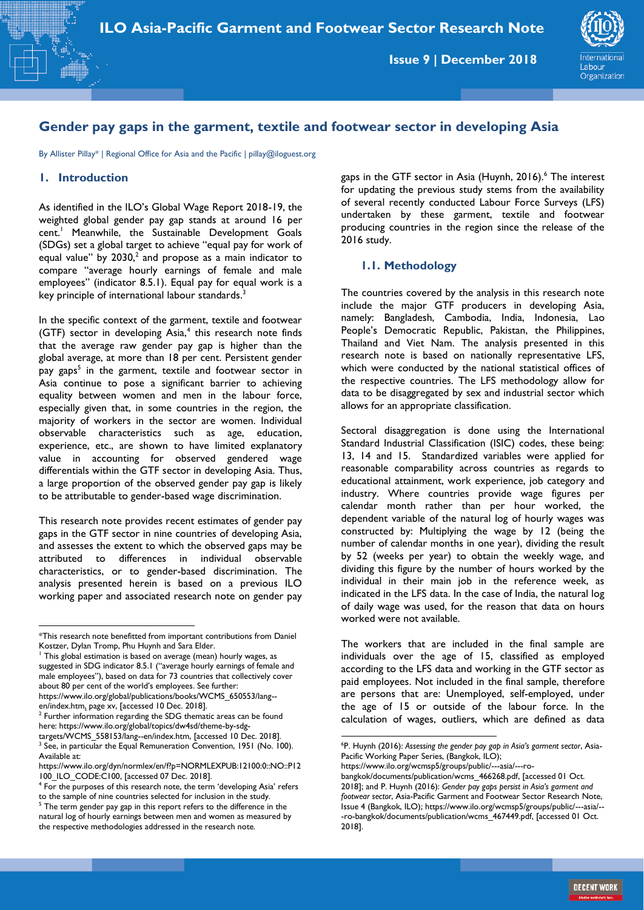ILO Asia-Pacific Garment and Footwear Sector Research Note

Issue 9 | December 2018

# Gender pay gaps in the garment, textile and footwear sector in developing Asia

By Allister Pillay* | Regional Office for Asia and the Pacific | pillay@iloguest.org

## 1. Introduction

As identified in the ILO's Global Wage Report 2018-19, the weighted global gender pay gap stands at around 16 per cent.[1] Meanwhile, the Sustainable Development Goals (SDGs) set a global target to achieve "equal pay for work of equal value" by 2030,[2] and propose as a main indicator to compare "average hourly earnings of female and male employees" (indicator 8.5.1). Equal pay for equal work is a key principle of international labour standards.[3]

In the specific context of the garment, textile and footwear (GTF) sector in developing Asia,[4] this research note finds that the average raw gender pay gap is higher than the global average, at more than 18 per cent. Persistent gender pay gaps[5] in the garment, textile and footwear sector in Asia continue to pose a significant barrier to achieving equality between women and men in the labour force, especially given that, in some countries in the region, the majority of workers in the sector are women. Individual observable characteristics such as age, education, experience, etc., are shown to have limited explanatory value in accounting for observed gendered wage differentials within the GTF sector in developing Asia. Thus, a large proportion of the observed gender pay gap is likely to be attributable to gender-based wage discrimination.

This research note provides recent estimates of gender pay gaps in the GTF sector in nine countries of developing Asia, and assesses the extent to which the observed gaps may be attributed to differences in individual observable characteristics, or to gender-based discrimination. The analysis presented herein is based on a previous ILO working paper and associated research note on gender pay gaps in the GTF sector in Asia (Huynh, 2016).[6] The interest for updating the previous study stems from the availability of several recently conducted Labour Force Surveys (LFS) undertaken by these garment, textile and footwear producing countries in the region since the release of the 2016 study.

### 1.1. Methodology

The countries covered by the analysis in this research note include the major GTF producers in developing Asia, namely: Bangladesh, Cambodia, India, Indonesia, Lao People's Democratic Republic, Pakistan, the Philippines, Thailand and Viet Nam. The analysis presented in this research note is based on nationally representative LFS, which were conducted by the national statistical offices of the respective countries. The LFS methodology allow for data to be disaggregated by sex and industrial sector which allows for an appropriate classification.

Sectoral disaggregation is done using the International Standard Industrial Classification (ISIC) codes, these being: 13, 14 and 15. Standardized variables were applied for reasonable comparability across countries as regards to educational attainment, work experience, job category and industry. Where countries provide wage figures per calendar month rather than per hour worked, the dependent variable of the natural log of hourly wages was constructed by: Multiplying the wage by 12 (being the number of calendar months in one year), dividing the result by 52 (weeks per year) to obtain the weekly wage, and dividing this figure by the number of hours worked by the individual in their main job in the reference week, as indicated in the LFS data. In the case of India, the natural log of daily wage was used, for the reason that data on hours worked were not available.

The workers that are included in the final sample are individuals over the age of 15, classified as employed according to the LFS data and working in the GTF sector as paid employees. Not included in the final sample, therefore are persons that are: Unemployed, self-employed, under the age of 15 or outside of the labour force. In the calculation of wages, outliers, which are defined as data

---

*This research note benefitted from important contributions from Daniel Kostzer, Dylan Tromp, Phu Huynh and Sara Elder.

[1] This global estimation is based on average (mean) hourly wages, as suggested in SDG indicator 8.5.1 ("average hourly earnings of female and male employees"), based on data for 73 countries that collectively cover about 80 per cent of the world's employees. See further: https://www.ilo.org/global/publications/books/WCMS_650553/lang--en/index.htm, page xv, [accessed 10 Dec. 2018].

[2] Further information regarding the SDG thematic areas can be found here: https://www.ilo.org/global/topics/dw4sd/theme-by-sdg-targets/WCMS_558153/lang--en/index.htm, [accessed 10 Dec. 2018].

[3] See, in particular the Equal Remuneration Convention, 1951 (No. 100). Available at: https://www.ilo.org/dyn/normlex/en/f?p=NORMLEXPUB:12100:0::NO::P12100_ILO_CODE:C100, [accessed 07 Dec. 2018].

[4] For the purposes of this research note, the term 'developing Asia' refers to the sample of nine countries selected for inclusion in the study.

[5] The term gender pay gap in this report refers to the difference in the natural log of hourly earnings between men and women as measured by the respective methodologies addressed in the research note.

[6] P. Huynh (2016): *Assessing the gender pay gap in Asia's garment sector*, Asia-Pacific Working Paper Series, (Bangkok, ILO); https://www.ilo.org/wcmsp5/groups/public/---asia/---ro-bangkok/documents/publication/wcms_466268.pdf, [accessed 01 Oct. 2018]; and P. Huynh (2016): *Gender pay gaps persist in Asia's garment and footwear sector*, Asia-Pacific Garment and Footwear Sector Research Note, Issue 4 (Bangkok, ILO); https://www.ilo.org/wcmsp5/groups/public/---asia/---ro-bangkok/documents/publication/wcms_467449.pdf, [accessed 01 Oct. 2018].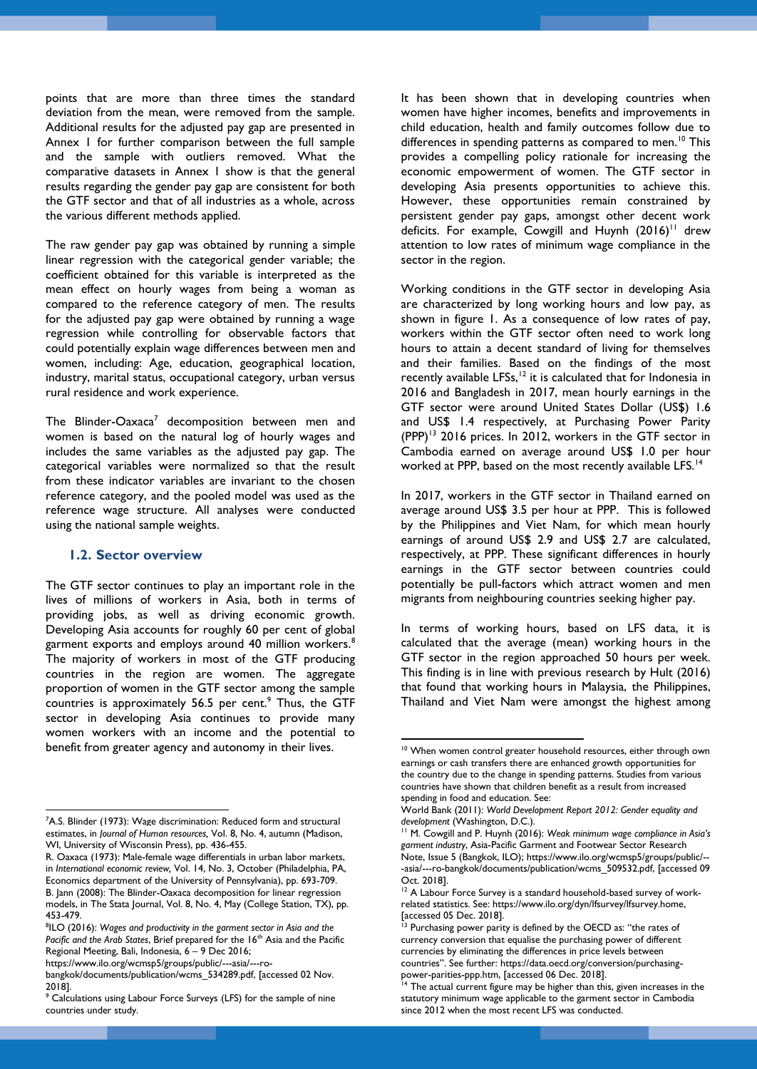points that are more than three times the standard deviation from the mean, were removed from the sample. Additional results for the adjusted pay gap are presented in Annex I for further comparison between the full sample and the sample with outliers removed. What the comparative datasets in Annex I show is that the general results regarding the gender pay gap are consistent for both the GTF sector and that of all industries as a whole, across the various different methods applied.

The raw gender pay gap was obtained by running a simple linear regression with the categorical gender variable; the coefficient obtained for this variable is interpreted as the mean effect on hourly wages from being a woman as compared to the reference category of men. The results for the adjusted pay gap were obtained by running a wage regression while controlling for observable factors that could potentially explain wage differences between men and women, including: Age, education, geographical location, industry, marital status, occupational category, urban versus rural residence and work experience.

The Blinder-Oaxaca[7] decomposition between men and women is based on the natural log of hourly wages and includes the same variables as the adjusted pay gap. The categorical variables were normalized so that the result from these indicator variables are invariant to the chosen reference category, and the pooled model was used as the reference wage structure. All analyses were conducted using the national sample weights.

### 1.2. Sector overview

The GTF sector continues to play an important role in the lives of millions of workers in Asia, both in terms of providing jobs, as well as driving economic growth. Developing Asia accounts for roughly 60 per cent of global garment exports and employs around 40 million workers.[8] The majority of workers in most of the GTF producing countries in the region are women. The aggregate proportion of women in the GTF sector among the sample countries is approximately 56.5 per cent.[9] Thus, the GTF sector in developing Asia continues to provide many women workers with an income and the potential to benefit from greater agency and autonomy in their lives.

It has been shown that in developing countries when women have higher incomes, benefits and improvements in child education, health and family outcomes follow due to differences in spending patterns as compared to men.[10] This provides a compelling policy rationale for increasing the economic empowerment of women. The GTF sector in developing Asia presents opportunities to achieve this. However, these opportunities remain constrained by persistent gender pay gaps, amongst other decent work deficits. For example, Cowgill and Huynh (2016)[11] drew attention to low rates of minimum wage compliance in the sector in the region.

Working conditions in the GTF sector in developing Asia are characterized by long working hours and low pay, as shown in figure 1. As a consequence of low rates of pay, workers within the GTF sector often need to work long hours to attain a decent standard of living for themselves and their families. Based on the findings of the most recently available LFSs,[12] it is calculated that for Indonesia in 2016 and Bangladesh in 2017, mean hourly earnings in the GTF sector were around United States Dollar (US$) 1.6 and US$ 1.4 respectively, at Purchasing Power Parity (PPP)[13] 2016 prices. In 2012, workers in the GTF sector in Cambodia earned on average around US$ 1.0 per hour worked at PPP, based on the most recently available LFS.[14]

In 2017, workers in the GTF sector in Thailand earned on average around US$ 3.5 per hour at PPP. This is followed by the Philippines and Viet Nam, for which mean hourly earnings of around US$ 2.9 and US$ 2.7 are calculated, respectively, at PPP. These significant differences in hourly earnings in the GTF sector between countries could potentially be pull-factors which attract women and men migrants from neighbouring countries seeking higher pay.

In terms of working hours, based on LFS data, it is calculated that the average (mean) working hours in the GTF sector in the region approached 50 hours per week. This finding is in line with previous research by Hult (2016) that found that working hours in Malaysia, the Philippines, Thailand and Viet Nam were amongst the highest among

---

[7] A.S. Blinder (1973): Wage discrimination: Reduced form and structural estimates, in *Journal of Human resources,* Vol. 8, No. 4, autumn (Madison, WI, University of Wisconsin Press), pp. 436-455.
R. Oaxaca (1973): Male-female wage differentials in urban labor markets, in *International economic review,* Vol. 14, No. 3, October (Philadelphia, PA, Economics department of the University of Pennsylvania), pp. 693-709.
B. Jann (2008): The Blinder-Oaxaca decomposition for linear regression models, in The Stata Journal, Vol. 8, No. 4, May (College Station, TX), pp. 453-479.

[8] ILO (2016): *Wages and productivity in the garment sector in Asia and the Pacific and the Arab States*, Brief prepared for the 16th Asia and the Pacific Regional Meeting, Bali, Indonesia, 6 – 9 Dec 2016; https://www.ilo.org/wcmsp5/groups/public/---asia/---ro-bangkok/documents/publication/wcms_534289.pdf, [accessed 02 Nov. 2018].

[9] Calculations using Labour Force Surveys (LFS) for the sample of nine countries under study.

[10] When women control greater household resources, either through own earnings or cash transfers there are enhanced growth opportunities for the country due to the change in spending patterns. Studies from various countries have shown that children benefit as a result from increased spending in food and education. See:
World Bank (2011): *World Development Report 2012: Gender equality and development* (Washington, D.C.).

[11] M. Cowgill and P. Huynh (2016): *Weak minimum wage compliance in Asia's garment industry*, Asia-Pacific Garment and Footwear Sector Research Note, Issue 5 (Bangkok, ILO); https://www.ilo.org/wcmsp5/groups/public/---asia/---ro-bangkok/documents/publication/wcms_509532.pdf, [accessed 09 Oct. 2018].

[12] A Labour Force Survey is a standard household-based survey of work-related statistics. See: https://www.ilo.org/dyn/lfsurvey/lfsurvey.home, [accessed 05 Dec. 2018].

[13] Purchasing power parity is defined by the OECD as: "the rates of currency conversion that equalise the purchasing power of different currencies by eliminating the differences in price levels between countries". See further: https://data.oecd.org/conversion/purchasing-power-parities-ppp.htm, [accessed 06 Dec. 2018].

[14] The actual current figure may be higher than this, given increases in the statutory minimum wage applicable to the garment sector in Cambodia since 2012 when the most recent LFS was conducted.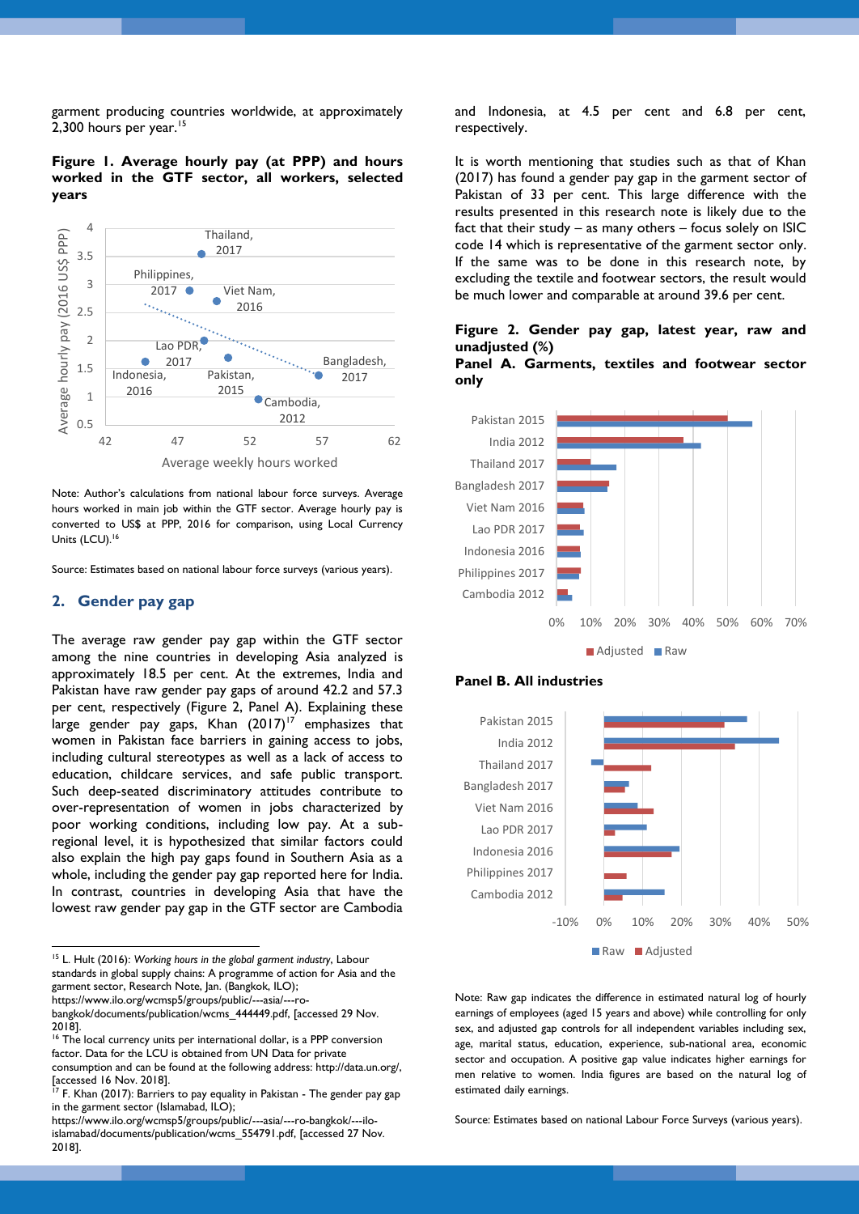garment producing countries worldwide, at approximately 2,300 hours per year.[15]

**Figure 1. Average hourly pay (at PPP) and hours worked in the GTF sector, all workers, selected years**

Note: Author's calculations from national labour force surveys. Average hours worked in main job within the GTF sector. Average hourly pay is converted to US$ at PPP, 2016 for comparison, using Local Currency Units (LCU).[16]

Source: Estimates based on national labour force surveys (various years).

## 2. Gender pay gap

The average raw gender pay gap within the GTF sector among the nine countries in developing Asia analyzed is approximately 18.5 per cent. At the extremes, India and Pakistan have raw gender pay gaps of around 42.2 and 57.3 per cent, respectively (Figure 2, Panel A). Explaining these large gender pay gaps, Khan (2017)[17] emphasizes that women in Pakistan face barriers in gaining access to jobs, including cultural stereotypes as well as a lack of access to education, childcare services, and safe public transport. Such deep-seated discriminatory attitudes contribute to over-representation of women in jobs characterized by poor working conditions, including low pay. At a sub-regional level, it is hypothesized that similar factors could also explain the high pay gaps found in Southern Asia as a whole, including the gender pay gap reported here for India. In contrast, countries in developing Asia that have the lowest raw gender pay gap in the GTF sector are Cambodia and Indonesia, at 4.5 per cent and 6.8 per cent, respectively.

It is worth mentioning that studies such as that of Khan (2017) has found a gender pay gap in the garment sector of Pakistan of 33 per cent. This large difference with the results presented in this research note is likely due to the fact that their study – as many others – focus solely on ISIC code 14 which is representative of the garment sector only. If the same was to be done in this research note, by excluding the textile and footwear sectors, the result would be much lower and comparable at around 39.6 per cent.

**Figure 2. Gender pay gap, latest year, raw and unadjusted (%)**

**Panel A. Garments, textiles and footwear sector only**

**Panel B. All industries**

Note: Raw gap indicates the difference in estimated natural log of hourly earnings of employees (aged 15 years and above) while controlling for only sex, and adjusted gap controls for all independent variables including sex, age, marital status, education, experience, sub-national area, economic sector and occupation. A positive gap value indicates higher earnings for men relative to women. India figures are based on the natural log of estimated daily earnings.

Source: Estimates based on national Labour Force Surveys (various years).

---

[15] L. Hult (2016): *Working hours in the global garment industry*, Labour standards in global supply chains: A programme of action for Asia and the garment sector, Research Note, Jan. (Bangkok, ILO); https://www.ilo.org/wcmsp5/groups/public/---asia/---ro-bangkok/documents/publication/wcms_444449.pdf, [accessed 29 Nov. 2018].

[16] The local currency units per international dollar, is a PPP conversion factor. Data for the LCU is obtained from UN Data for private consumption and can be found at the following address: http://data.un.org/, [accessed 16 Nov. 2018].

[17] F. Khan (2017): Barriers to pay equality in Pakistan - The gender pay gap in the garment sector (Islamabad, ILO); https://www.ilo.org/wcmsp5/groups/public/---asia/---ro-bangkok/---ilo-islamabad/documents/publication/wcms_554791.pdf, [accessed 27 Nov. 2018].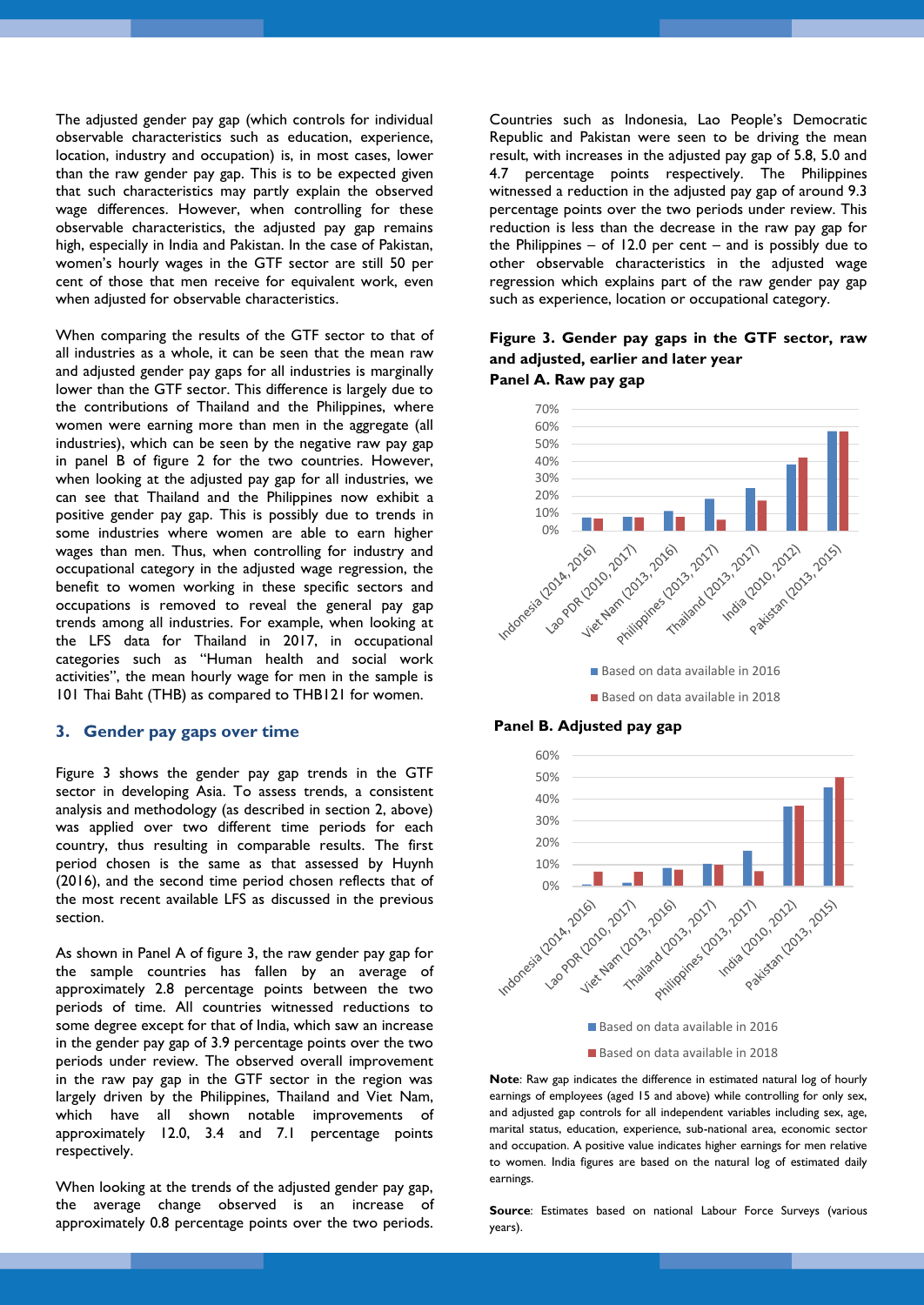The adjusted gender pay gap (which controls for individual observable characteristics such as education, experience, location, industry and occupation) is, in most cases, lower than the raw gender pay gap. This is to be expected given that such characteristics may partly explain the observed wage differences. However, when controlling for these observable characteristics, the adjusted pay gap remains high, especially in India and Pakistan. In the case of Pakistan, women's hourly wages in the GTF sector are still 50 per cent of those that men receive for equivalent work, even when adjusted for observable characteristics.

When comparing the results of the GTF sector to that of all industries as a whole, it can be seen that the mean raw and adjusted gender pay gaps for all industries is marginally lower than the GTF sector. This difference is largely due to the contributions of Thailand and the Philippines, where women were earning more than men in the aggregate (all industries), which can be seen by the negative raw pay gap in panel B of figure 2 for the two countries. However, when looking at the adjusted pay gap for all industries, we can see that Thailand and the Philippines now exhibit a positive gender pay gap. This is possibly due to trends in some industries where women are able to earn higher wages than men. Thus, when controlling for industry and occupational category in the adjusted wage regression, the benefit to women working in these specific sectors and occupations is removed to reveal the general pay gap trends among all industries. For example, when looking at the LFS data for Thailand in 2017, in occupational categories such as "Human health and social work activities", the mean hourly wage for men in the sample is 101 Thai Baht (THB) as compared to THB121 for women.

## 3. Gender pay gaps over time

Figure 3 shows the gender pay gap trends in the GTF sector in developing Asia. To assess trends, a consistent analysis and methodology (as described in section 2, above) was applied over two different time periods for each country, thus resulting in comparable results. The first period chosen is the same as that assessed by Huynh (2016), and the second time period chosen reflects that of the most recent available LFS as discussed in the previous section.

As shown in Panel A of figure 3, the raw gender pay gap for the sample countries has fallen by an average of approximately 2.8 percentage points between the two periods of time. All countries witnessed reductions to some degree except for that of India, which saw an increase in the gender pay gap of 3.9 percentage points over the two periods under review. The observed overall improvement in the raw pay gap in the GTF sector in the region was largely driven by the Philippines, Thailand and Viet Nam, which have all shown notable improvements of approximately 12.0, 3.4 and 7.1 percentage points respectively.

When looking at the trends of the adjusted gender pay gap, the average change observed is an increase of approximately 0.8 percentage points over the two periods. Countries such as Indonesia, Lao People's Democratic Republic and Pakistan were seen to be driving the mean result, with increases in the adjusted pay gap of 5.8, 5.0 and 4.7 percentage points respectively. The Philippines witnessed a reduction in the adjusted pay gap of around 9.3 percentage points over the two periods under review. This reduction is less than the decrease in the raw pay gap for the Philippines – of 12.0 per cent – and is possibly due to other observable characteristics in the adjusted wage regression which explains part of the raw gender pay gap such as experience, location or occupational category.

**Figure 3. Gender pay gaps in the GTF sector, raw and adjusted, earlier and later year**

**Panel A. Raw pay gap**

**Panel B. Adjusted pay gap**

**Note**: Raw gap indicates the difference in estimated natural log of hourly earnings of employees (aged 15 and above) while controlling for only sex, and adjusted gap controls for all independent variables including sex, age, marital status, education, experience, sub-national area, economic sector and occupation. A positive value indicates higher earnings for men relative to women. India figures are based on the natural log of estimated daily earnings.

**Source**: Estimates based on national Labour Force Surveys (various years).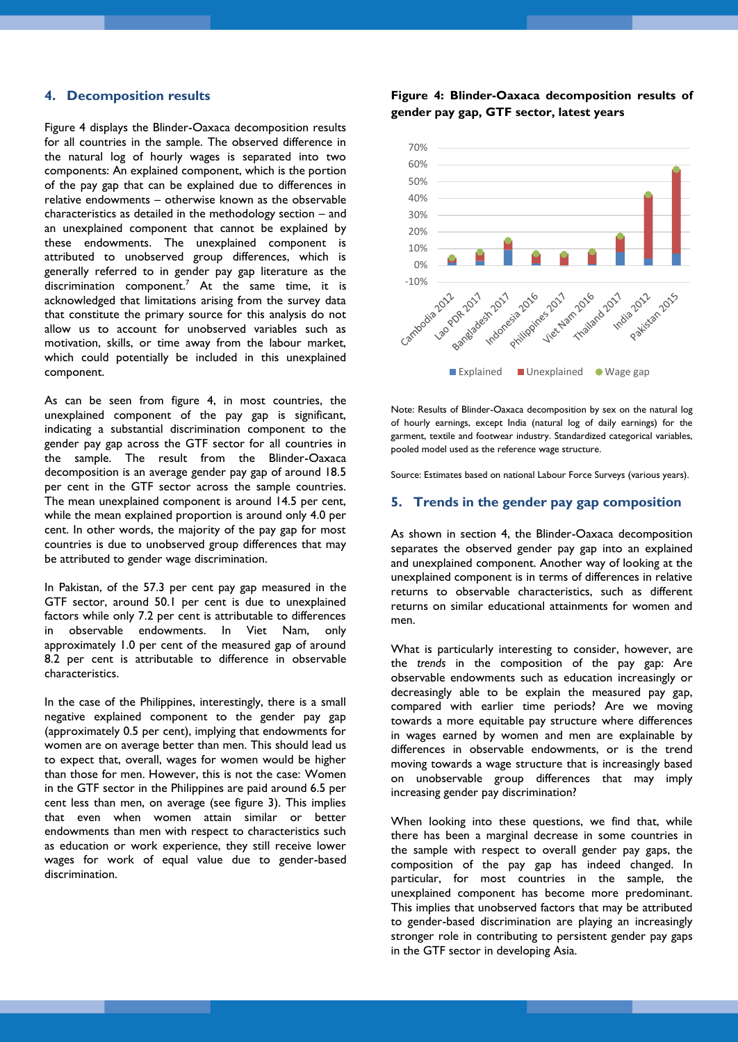## 4. Decomposition results

Figure 4 displays the Blinder-Oaxaca decomposition results for all countries in the sample. The observed difference in the natural log of hourly wages is separated into two components: An explained component, which is the portion of the pay gap that can be explained due to differences in relative endowments – otherwise known as the observable characteristics as detailed in the methodology section – and an unexplained component that cannot be explained by these endowments. The unexplained component is attributed to unobserved group differences, which is generally referred to in gender pay gap literature as the discrimination component.[7] At the same time, it is acknowledged that limitations arising from the survey data that constitute the primary source for this analysis do not allow us to account for unobserved variables such as motivation, skills, or time away from the labour market, which could potentially be included in this unexplained component.

As can be seen from figure 4, in most countries, the unexplained component of the pay gap is significant, indicating a substantial discrimination component to the gender pay gap across the GTF sector for all countries in the sample. The result from the Blinder-Oaxaca decomposition is an average gender pay gap of around 18.5 per cent in the GTF sector across the sample countries. The mean unexplained component is around 14.5 per cent, while the mean explained proportion is around only 4.0 per cent. In other words, the majority of the pay gap for most countries is due to unobserved group differences that may be attributed to gender wage discrimination.

In Pakistan, of the 57.3 per cent pay gap measured in the GTF sector, around 50.1 per cent is due to unexplained factors while only 7.2 per cent is attributable to differences in observable endowments. In Viet Nam, only approximately 1.0 per cent of the measured gap of around 8.2 per cent is attributable to difference in observable characteristics.

In the case of the Philippines, interestingly, there is a small negative explained component to the gender pay gap (approximately 0.5 per cent), implying that endowments for women are on average better than men. This should lead us to expect that, overall, wages for women would be higher than those for men. However, this is not the case: Women in the GTF sector in the Philippines are paid around 6.5 per cent less than men, on average (see figure 3). This implies that even when women attain similar or better endowments than men with respect to characteristics such as education or work experience, they still receive lower wages for work of equal value due to gender-based discrimination.

**Figure 4: Blinder-Oaxaca decomposition results of gender pay gap, GTF sector, latest years**

Note: Results of Blinder-Oaxaca decomposition by sex on the natural log of hourly earnings, except India (natural log of daily earnings) for the garment, textile and footwear industry. Standardized categorical variables, pooled model used as the reference wage structure.

Source: Estimates based on national Labour Force Surveys (various years).

## 5. Trends in the gender pay gap composition

As shown in section 4, the Blinder-Oaxaca decomposition separates the observed gender pay gap into an explained and unexplained component. Another way of looking at the unexplained component is in terms of differences in relative returns to observable characteristics, such as different returns on similar educational attainments for women and men.

What is particularly interesting to consider, however, are the *trends* in the composition of the pay gap: Are observable endowments such as education increasingly or decreasingly able to be explain the measured pay gap, compared with earlier time periods? Are we moving towards a more equitable pay structure where differences in wages earned by women and men are explainable by differences in observable endowments, or is the trend moving towards a wage structure that is increasingly based on unobservable group differences that may imply increasing gender pay discrimination?

When looking into these questions, we find that, while there has been a marginal decrease in some countries in the sample with respect to overall gender pay gaps, the composition of the pay gap has indeed changed. In particular, for most countries in the sample, the unexplained component has become more predominant. This implies that unobserved factors that may be attributed to gender-based discrimination are playing an increasingly stronger role in contributing to persistent gender pay gaps in the GTF sector in developing Asia.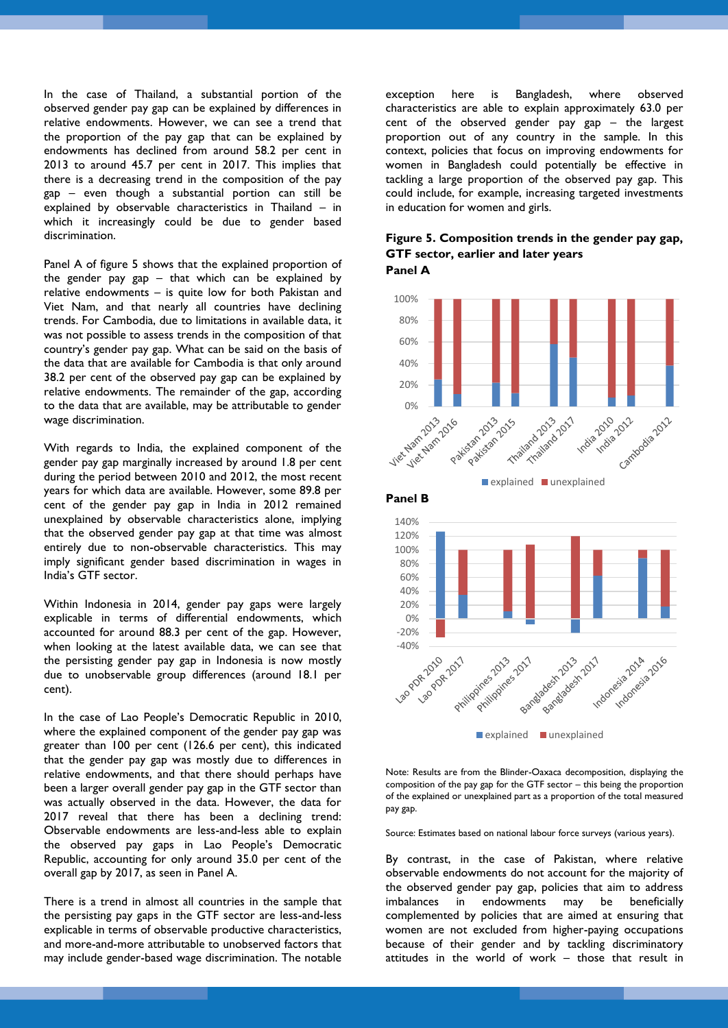In the case of Thailand, a substantial portion of the observed gender pay gap can be explained by differences in relative endowments. However, we can see a trend that the proportion of the pay gap that can be explained by endowments has declined from around 58.2 per cent in 2013 to around 45.7 per cent in 2017. This implies that there is a decreasing trend in the composition of the pay gap – even though a substantial portion can still be explained by observable characteristics in Thailand – in which it increasingly could be due to gender based discrimination.

Panel A of figure 5 shows that the explained proportion of the gender pay gap – that which can be explained by relative endowments – is quite low for both Pakistan and Viet Nam, and that nearly all countries have declining trends. For Cambodia, due to limitations in available data, it was not possible to assess trends in the composition of that country's gender pay gap. What can be said on the basis of the data that are available for Cambodia is that only around 38.2 per cent of the observed pay gap can be explained by relative endowments. The remainder of the gap, according to the data that are available, may be attributable to gender based wage discrimination.

With regards to India, the explained component of the gender pay gap marginally increased by around 1.8 per cent during the period between 2010 and 2012, the most recent years for which data are available. However, some 89.8 per cent of the gender pay gap in India in 2012 remained unexplained by observable characteristics alone, implying that the observed gender pay gap at that time was almost entirely due to non-observable characteristics. This may imply significant gender based discrimination in wages in India's GTF sector.

Within Indonesia in 2014, gender pay gaps were largely explicable in terms of differential endowments, which accounted for around 88.3 per cent of the gap. However, when looking at the latest available data, we can see that the persisting gender pay gap in Indonesia is now mostly due to unobservable group differences (around 18.1 per cent).

In the case of Lao People's Democratic Republic in 2010, where the explained component of the gender pay gap was greater than 100 per cent (126.6 per cent), this indicated that the gender pay gap was mostly due to differences in relative endowments, and that there should perhaps have been a larger overall gender pay gap in the GTF sector than was actually observed in the data. However, the data for 2017 reveal that there has been a declining trend: Observable endowments are less-and-less able to explain the observed pay gaps in Lao People's Democratic Republic, accounting for only around 35.0 per cent of the overall gap by 2017, as seen in Panel A.

There is a trend in almost all countries in the sample that the persisting pay gaps in the GTF sector are less-and-less explicable in terms of observable productive characteristics, and more-and-more attributable to unobserved factors that may include gender-based wage discrimination. The notable exception here is Bangladesh, where observed characteristics are able to explain approximately 63.0 per cent of the observed gender pay gap – the largest proportion out of any country in the sample. In this context, policies that focus on improving endowments for women in Bangladesh could potentially be effective in tackling a large proportion of the observed pay gap. This could include, for example, increasing targeted investments in education for women and girls.

**Figure 5. Composition trends in the gender pay gap, GTF sector, earlier and later years**

**Panel A**

**Panel B**

Note: Results are from the Blinder-Oaxaca decomposition, displaying the composition of the pay gap for the GTF sector – this being the proportion of the explained or unexplained part as a proportion of the total measured pay gap.

Source: Estimates based on national labour force surveys (various years).

By contrast, in the case of Pakistan, where relative observable endowments do not account for the majority of the observed gender pay gap, policies that aim to address imbalances in endowments may be beneficially complemented by policies that are aimed at ensuring that women are not excluded from higher-paying occupations because of their gender and by tackling discriminatory attitudes in the world of work – those that result in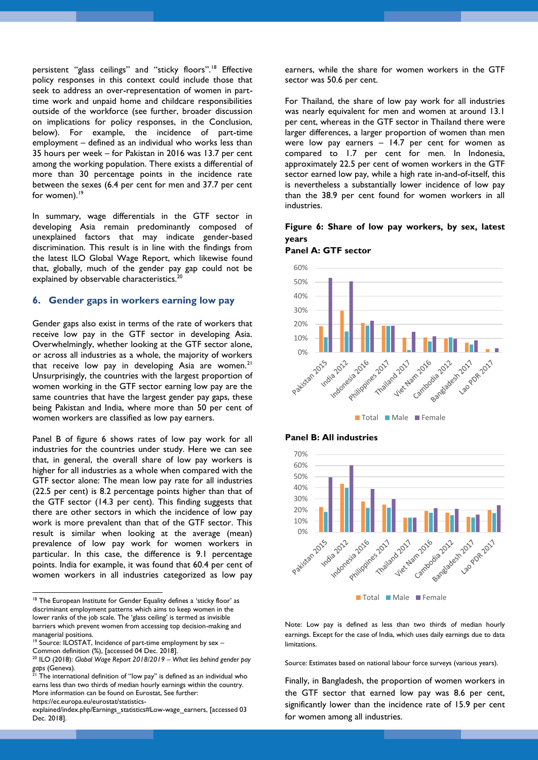persistent "glass ceilings" and "sticky floors".[18] Effective policy responses in this context could include those that seek to address an over-representation of women in part-time work and unpaid home and childcare responsibilities outside of the workforce (see further, broader discussion on implications for policy responses, in the Conclusion, below). For example, the incidence of part-time employment – defined as an individual who works less than 35 hours per week – for Pakistan in 2016 was 13.7 per cent among the working population. There exists a differential of more than 30 percentage points in the incidence rate between the sexes (6.4 per cent for men and 37.7 per cent for women).[19]

In summary, wage differentials in the GTF sector in developing Asia remain predominantly composed of unexplained factors that may indicate gender-based discrimination. This result is in line with the findings from the latest ILO Global Wage Report, which likewise found that, globally, much of the gender pay gap could not be explained by observable characteristics.[20]

## 6. Gender gaps in workers earning low pay

Gender gaps also exist in terms of the rate of workers that receive low pay in the GTF sector in developing Asia. Overwhelmingly, whether looking at the GTF sector alone, or across all industries as a whole, the majority of workers that receive low pay in developing Asia are women.[21] Unsurprisingly, the countries with the largest proportion of women working in the GTF sector earning low pay are the same countries that have the largest gender pay gaps, these being Pakistan and India, where more than 50 per cent of women workers are classified as low pay earners.

Panel B of figure 6 shows rates of low pay work for all industries for the countries under study. Here we can see that, in general, the overall share of low pay workers is higher for all industries as a whole when compared with the GTF sector alone: The mean low pay rate for all industries (22.5 per cent) is 8.2 percentage points higher than that of the GTF sector (14.3 per cent). This finding suggests that there are other sectors in which the incidence of low pay work is more prevalent than that of the GTF sector. This result is similar when looking at the average (mean) prevalence of low pay work for women workers in particular. In this case, the difference is 9.1 percentage points. India for example, it was found that 60.4 per cent of women workers in all industries categorized as low pay earners, while the share for women workers in the GTF sector was 50.6 per cent.

For Thailand, the share of low pay work for all industries was nearly equivalent for men and women at around 13.1 per cent, whereas in the GTF sector in Thailand there were larger differences, a larger proportion of women than men were low pay earners – 14.7 per cent for women as compared to 1.7 per cent for men. In Indonesia, approximately 22.5 per cent of women workers in the GTF sector earned low pay, while a high rate in-and-of-itself, this is nevertheless a substantially lower incidence of low pay than the 38.9 per cent found for women workers in all industries.

**Figure 6: Share of low pay workers, by sex, latest years**

**Panel A: GTF sector**

**Panel B: All industries**

Note: Low pay is defined as less than two thirds of median hourly earnings. Except for the case of India, which uses daily earnings due to data limitations.

Source: Estimates based on national labour force surveys (various years).

Finally, in Bangladesh, the proportion of women workers in the GTF sector that earned low pay was 8.6 per cent, significantly lower than the incidence rate of 15.9 per cent for women among all industries.

---

[18] The European Institute for Gender Equality defines a 'sticky floor' as discriminant employment patterns which aims to keep women in the lower ranks of the job scale. The 'glass ceiling' is termed as invisible barriers which prevent women from accessing top decision-making and managerial positions.

[19] Source: ILOSTAT, Incidence of part-time employment by sex – Common definition (%), [accessed 04 Dec. 2018].

[20] ILO (2018): *Global Wage Report 2018/2019 – What lies behind gender pay gaps* (Geneva).

[21] The international definition of "low pay" is defined as an individual who earns less than two thirds of median hourly earnings within the country. More information can be found on Eurostat, See further: https://ec.europa.eu/eurostat/statistics-explained/index.php/Earnings_statistics#Low-wage_earners, [accessed 03 Dec. 2018].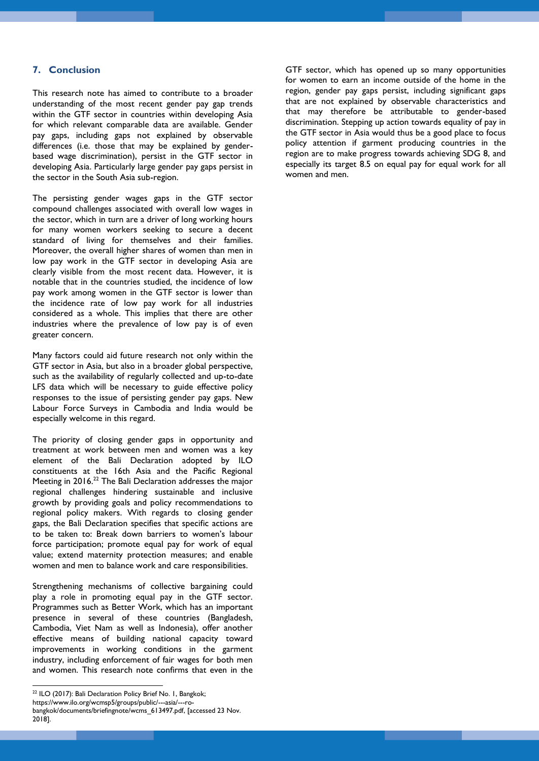## 7. Conclusion

This research note has aimed to contribute to a broader understanding of the most recent gender pay gap trends within the GTF sector in countries within developing Asia for which relevant comparable data are available. Gender pay gaps, including gaps not explained by observable differences (i.e. those that may be explained by gender-based wage discrimination), persist in the GTF sector in developing Asia. Particularly large gender pay gaps persist in the sector in the South Asia sub-region.

The persisting gender wages gaps in the GTF sector compound challenges associated with overall low wages in the sector, which in turn are a driver of long working hours for many women workers seeking to secure a decent standard of living for themselves and their families. Moreover, the overall higher shares of women than men in low pay work in the GTF sector in developing Asia are clearly visible from the most recent data. However, it is notable that in the countries studied, the incidence of low pay work among women in the GTF sector is lower than the incidence rate of low pay work for all industries considered as a whole. This implies that there are other industries where the prevalence of low pay is of even greater concern.

Many factors could aid future research not only within the GTF sector in Asia, but also in a broader global perspective, such as the availability of regularly collected and up-to-date LFS data which will be necessary to guide effective policy responses to the issue of persisting gender pay gaps. New Labour Force Surveys in Cambodia and India would be especially welcome in this regard.

The priority of closing gender gaps in opportunity and treatment at work between men and women was a key element of the Bali Declaration adopted by ILO constituents at the 16th Asia and the Pacific Regional Meeting in 2016.[22] The Bali Declaration addresses the major regional challenges hindering sustainable and inclusive growth by providing goals and policy recommendations to regional policy makers. With regards to closing gender gaps, the Bali Declaration specifies that specific actions are to be taken to: Break down barriers to women's labour force participation; promote equal pay for work of equal value; extend maternity protection measures; and enable women and men to balance work and care responsibilities.

Strengthening mechanisms of collective bargaining could play a role in promoting equal pay in the GTF sector. Programmes such as Better Work, which has an important presence in several of these countries (Bangladesh, Cambodia, Viet Nam as well as Indonesia), offer another effective means of building national capacity toward improvements in working conditions in the garment industry, including enforcement of fair wages for both men and women. This research note confirms that even in the GTF sector, which has opened up so many opportunities for women to earn an income outside of the home in the region, gender pay gaps persist, including significant gaps that are not explained by observable characteristics and that may therefore be attributable to gender-based discrimination. Stepping up action towards equality of pay in the GTF sector in Asia would thus be a good place to focus policy attention if garment producing countries in the region are to make progress towards achieving SDG 8, and especially its target 8.5 on equal pay for equal work for all women and men.

[22] ILO (2017): Bali Declaration Policy Brief No. 1, Bangkok; https://www.ilo.org/wcmsp5/groups/public/---asia/---ro-bangkok/documents/briefingnote/wcms_613497.pdf, [accessed 23 Nov. 2018].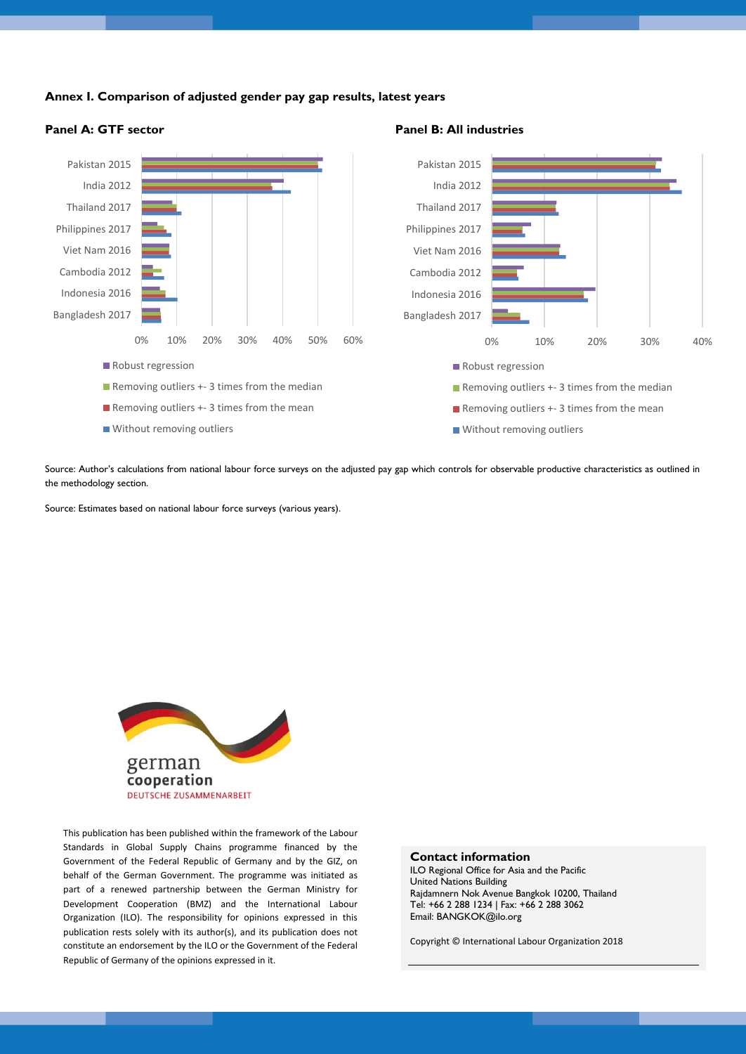## Annex I. Comparison of adjusted gender pay gap results, latest years

### Panel A: GTF sector

Pakistan 2015
India 2012
Thailand 2017
Philippines 2017
Viet Nam 2016
Cambodia 2012
Indonesia 2016
Bangladesh 2017

0% 10% 20% 30% 40% 50% 60%

Robust regression
Removing outliers +- 3 times from the median
Removing outliers +- 3 times from the mean
Without removing outliers

### Panel B: All industries

Pakistan 2015
India 2012
Thailand 2017
Philippines 2017
Viet Nam 2016
Cambodia 2012
Indonesia 2016
Bangladesh 2017

0% 10% 20% 30% 40%

Robust regression
Removing outliers +- 3 times from the median
Removing outliers +- 3 times from the mean
Without removing outliers

Source: Author's calculations from national labour force surveys on the adjusted pay gap which controls for observable productive characteristics as outlined in the methodology section.

Source: Estimates based on national labour force surveys (various years).

german
cooperation
DEUTSCHE ZUSAMMENARBEIT

This publication has been published within the framework of the Labour Standards in Global Supply Chains programme financed by the Government of the Federal Republic of Germany and by the GIZ, on behalf of the German Government. The programme was initiated as part of a renewed partnership between the German Ministry for Development Cooperation (BMZ) and the International Labour Organization (ILO). The responsibility for opinions expressed in this publication rests solely with its author(s), and its publication does not constitute an endorsement by the ILO or the Government of the Federal Republic of Germany of the opinions expressed in it.

**Contact information**
ILO Regional Office for Asia and the Pacific
United Nations Building
Rajdamnern Nok Avenue Bangkok 10200, Thailand
Tel: +66 2 288 1234 | Fax: +66 2 288 3062
Email: BANGKOK@ilo.org

Copyright © International Labour Organization 2018